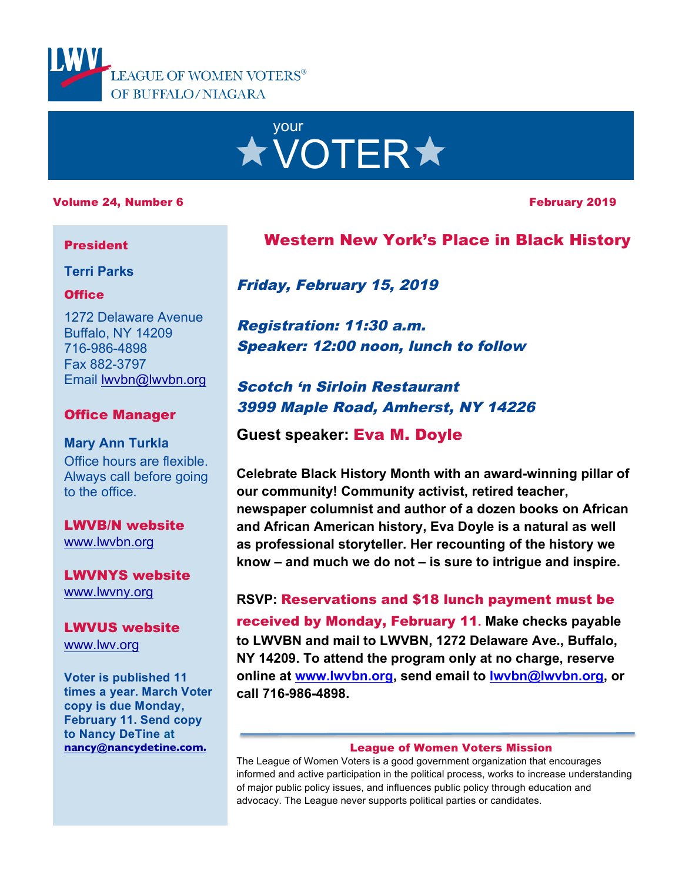LEAGUE OF WOMEN VOTERS® OF BUFFALO/NIAGARA

# your ★VOTER★

**Volume 24, Number 6** **February 2019**

## Western New York's Place in Black History

***Friday, February 15, 2019***

***Registration: 11:30 a.m.***
***Speaker: 12:00 noon, lunch to follow***

***Scotch 'n Sirloin Restaurant***
***3999 Maple Road, Amherst, NY 14226***

**Guest speaker: Eva M. Doyle**

**Celebrate Black History Month with an award-winning pillar of our community! Community activist, retired teacher, newspaper columnist and author of a dozen books on African and African American history, Eva Doyle is a natural as well as professional storyteller. Her recounting of the history we know – and much we do not – is sure to intrigue and inspire.**

**RSVP: Reservations and $18 lunch payment must be received by Monday, February 11. Make checks payable to LWVBN and mail to LWVBN, 1272 Delaware Ave., Buffalo, NY 14209. To attend the program only at no charge, reserve online at www.lwvbn.org, send email to lwvbn@lwvbn.org, or call 716-986-4898.**

### League of Women Voters Mission

The League of Women Voters is a good government organization that encourages informed and active participation in the political process, works to increase understanding of major public policy issues, and influences public policy through education and advocacy. The League never supports political parties or candidates.

---

**President**

**Terri Parks**

**Office**

1272 Delaware Avenue
Buffalo, NY 14209
716-986-4898
Fax 882-3797
Email lwvbn@lwvbn.org

**Office Manager**

**Mary Ann Turkla**
Office hours are flexible. Always call before going to the office.

**LWVB/N website**
www.lwvbn.org

**LWVNYS website**
www.lwvny.org

**LWVUS website**
www.lwv.org

**Voter is published 11 times a year. March Voter copy is due Monday, February 11. Send copy to Nancy DeTine at nancy@nancydetine.com.**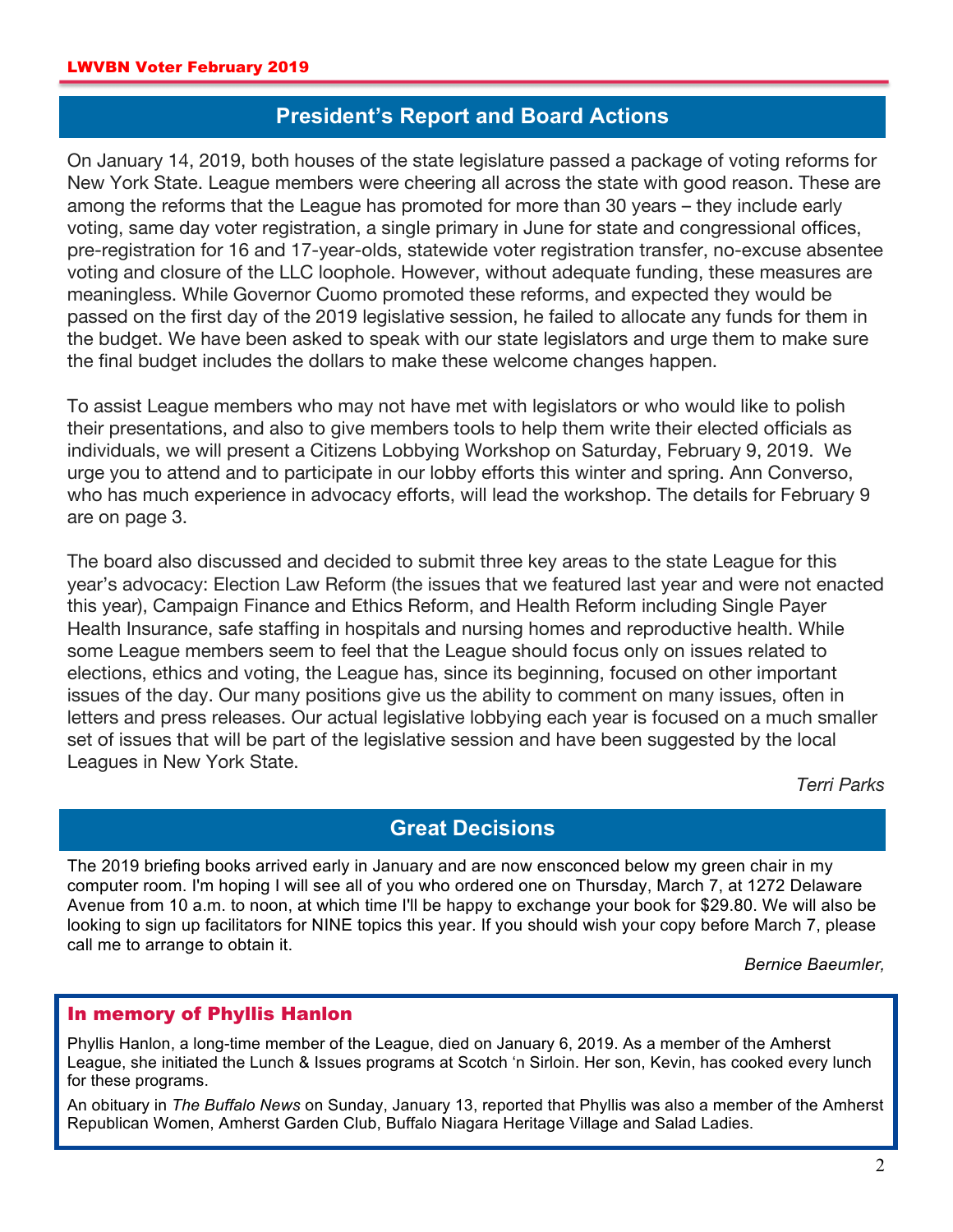## President's Report and Board Actions

On January 14, 2019, both houses of the state legislature passed a package of voting reforms for New York State. League members were cheering all across the state with good reason. These are among the reforms that the League has promoted for more than 30 years – they include early voting, same day voter registration, a single primary in June for state and congressional offices, pre-registration for 16 and 17-year-olds, statewide voter registration transfer, no-excuse absentee voting and closure of the LLC loophole. However, without adequate funding, these measures are meaningless. While Governor Cuomo promoted these reforms, and expected they would be passed on the first day of the 2019 legislative session, he failed to allocate any funds for them in the budget. We have been asked to speak with our state legislators and urge them to make sure the final budget includes the dollars to make these welcome changes happen.

To assist League members who may not have met with legislators or who would like to polish their presentations, and also to give members tools to help them write their elected officials as individuals, we will present a Citizens Lobbying Workshop on Saturday, February 9, 2019. We urge you to attend and to participate in our lobby efforts this winter and spring. Ann Converso, who has much experience in advocacy efforts, will lead the workshop. The details for February 9 are on page 3.

The board also discussed and decided to submit three key areas to the state League for this year's advocacy: Election Law Reform (the issues that we featured last year and were not enacted this year), Campaign Finance and Ethics Reform, and Health Reform including Single Payer Health Insurance, safe staffing in hospitals and nursing homes and reproductive health. While some League members seem to feel that the League should focus only on issues related to elections, ethics and voting, the League has, since its beginning, focused on other important issues of the day. Our many positions give us the ability to comment on many issues, often in letters and press releases. Our actual legislative lobbying each year is focused on a much smaller set of issues that will be part of the legislative session and have been suggested by the local Leagues in New York State.

*Terri Parks*

## Great Decisions

The 2019 briefing books arrived early in January and are now ensconced below my green chair in my computer room. I'm hoping I will see all of you who ordered one on Thursday, March 7, at 1272 Delaware Avenue from 10 a.m. to noon, at which time I'll be happy to exchange your book for $29.80. We will also be looking to sign up facilitators for NINE topics this year. If you should wish your copy before March 7, please call me to arrange to obtain it.

*Bernice Baeumler,*

### In memory of Phyllis Hanlon

Phyllis Hanlon, a long-time member of the League, died on January 6, 2019. As a member of the Amherst League, she initiated the Lunch & Issues programs at Scotch 'n Sirloin. Her son, Kevin, has cooked every lunch for these programs.

An obituary in *The Buffalo News* on Sunday, January 13, reported that Phyllis was also a member of the Amherst Republican Women, Amherst Garden Club, Buffalo Niagara Heritage Village and Salad Ladies.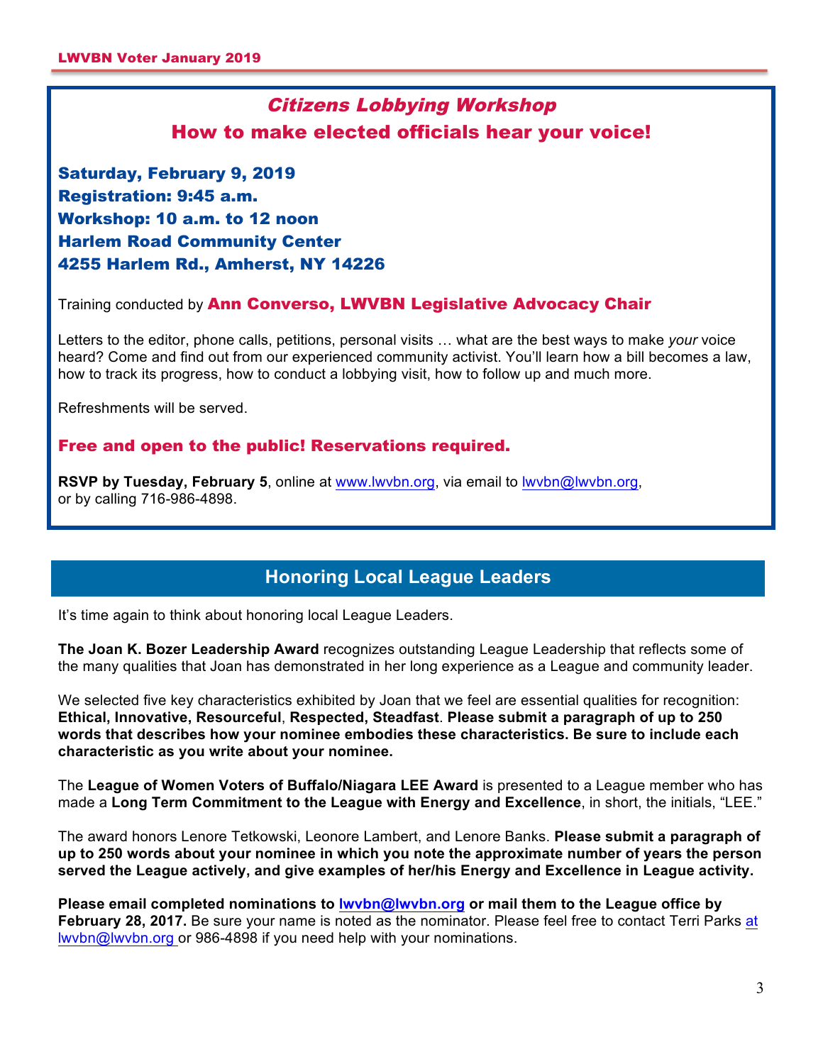## *Citizens Lobbying Workshop*

## How to make elected officials hear your voice!

**Saturday, February 9, 2019**
**Registration: 9:45 a.m.**
**Workshop: 10 a.m. to 12 noon**
**Harlem Road Community Center**
**4255 Harlem Rd., Amherst, NY 14226**

Training conducted by **Ann Converso, LWVBN Legislative Advocacy Chair**

Letters to the editor, phone calls, petitions, personal visits … what are the best ways to make *your* voice heard? Come and find out from our experienced community activist. You'll learn how a bill becomes a law, how to track its progress, how to conduct a lobbying visit, how to follow up and much more.

Refreshments will be served.

**Free and open to the public! Reservations required.**

**RSVP by Tuesday, February 5**, online at www.lwvbn.org, via email to lwvbn@lwvbn.org, or by calling 716-986-4898.

## Honoring Local League Leaders

It's time again to think about honoring local League Leaders.

**The Joan K. Bozer Leadership Award** recognizes outstanding League Leadership that reflects some of the many qualities that Joan has demonstrated in her long experience as a League and community leader.

We selected five key characteristics exhibited by Joan that we feel are essential qualities for recognition: **Ethical, Innovative, Resourceful**, **Respected, Steadfast**. **Please submit a paragraph of up to 250 words that describes how your nominee embodies these characteristics. Be sure to include each characteristic as you write about your nominee.**

The **League of Women Voters of Buffalo/Niagara LEE Award** is presented to a League member who has made a **Long Term Commitment to the League with Energy and Excellence**, in short, the initials, "LEE."

The award honors Lenore Tetkowski, Leonore Lambert, and Lenore Banks. **Please submit a paragraph of up to 250 words about your nominee in which you note the approximate number of years the person served the League actively, and give examples of her/his Energy and Excellence in League activity.**

**Please email completed nominations to lwvbn@lwvbn.org or mail them to the League office by February 28, 2017.** Be sure your name is noted as the nominator. Please feel free to contact Terri Parks at lwvbn@lwvbn.org or 986-4898 if you need help with your nominations.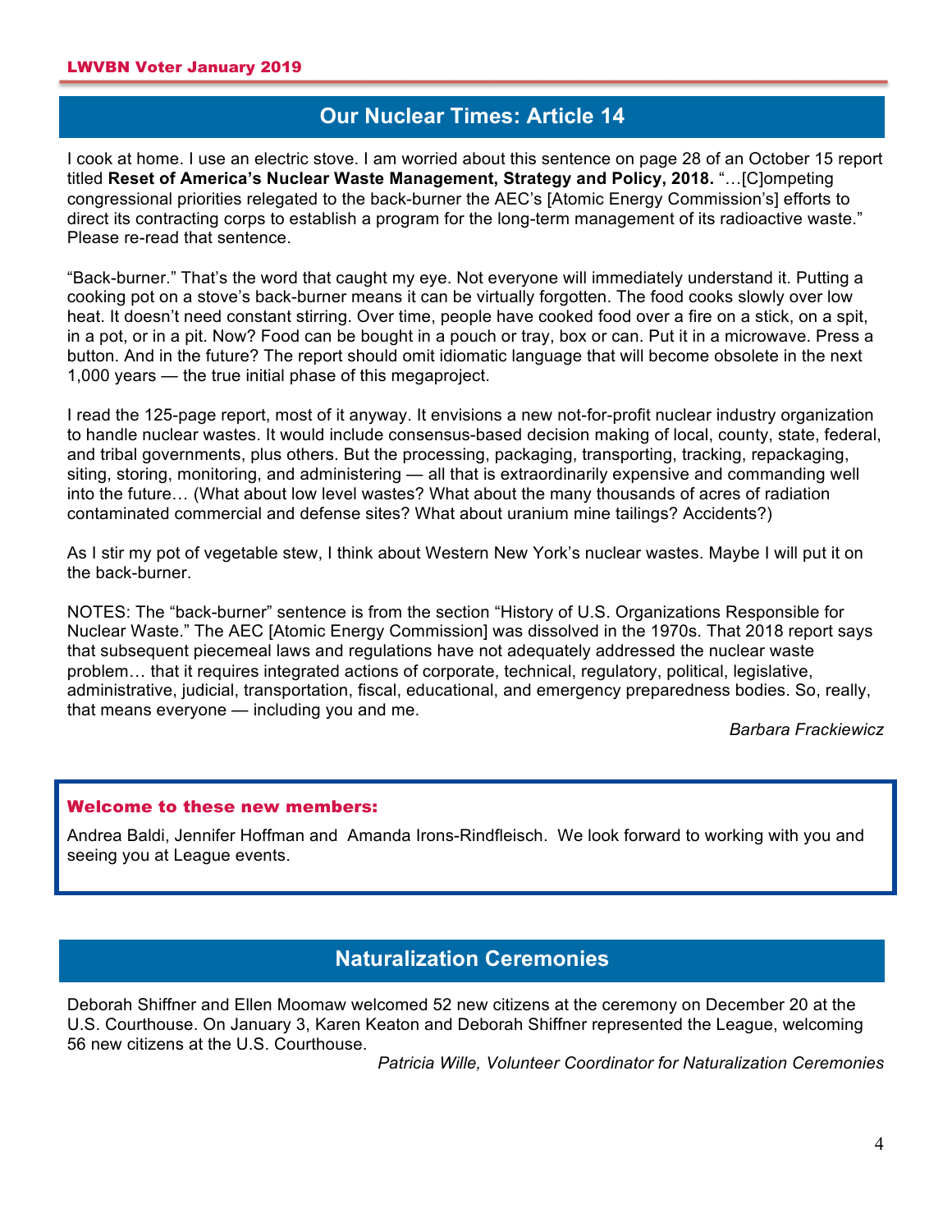## Our Nuclear Times: Article 14

I cook at home. I use an electric stove. I am worried about this sentence on page 28 of an October 15 report titled **Reset of America's Nuclear Waste Management, Strategy and Policy, 2018.** "…[C]ompeting congressional priorities relegated to the back-burner the AEC's [Atomic Energy Commission's] efforts to direct its contracting corps to establish a program for the long-term management of its radioactive waste." Please re-read that sentence.

"Back-burner." That's the word that caught my eye. Not everyone will immediately understand it. Putting a cooking pot on a stove's back-burner means it can be virtually forgotten. The food cooks slowly over low heat. It doesn't need constant stirring. Over time, people have cooked food over a fire on a stick, on a spit, in a pot, or in a pit. Now? Food can be bought in a pouch or tray, box or can. Put it in a microwave. Press a button. And in the future? The report should omit idiomatic language that will become obsolete in the next 1,000 years — the true initial phase of this megaproject.

I read the 125-page report, most of it anyway. It envisions a new not-for-profit nuclear industry organization to handle nuclear wastes. It would include consensus-based decision making of local, county, state, federal, and tribal governments, plus others. But the processing, packaging, transporting, tracking, repackaging, siting, storing, monitoring, and administering — all that is extraordinarily expensive and commanding well into the future… (What about low level wastes? What about the many thousands of acres of radiation contaminated commercial and defense sites? What about uranium mine tailings? Accidents?)

As I stir my pot of vegetable stew, I think about Western New York's nuclear wastes. Maybe I will put it on the back-burner.

NOTES: The "back-burner" sentence is from the section "History of U.S. Organizations Responsible for Nuclear Waste." The AEC [Atomic Energy Commission] was dissolved in the 1970s. That 2018 report says that subsequent piecemeal laws and regulations have not adequately addressed the nuclear waste problem… that it requires integrated actions of corporate, technical, regulatory, political, legislative, administrative, judicial, transportation, fiscal, educational, and emergency preparedness bodies. So, really, that means everyone — including you and me.

*Barbara Frackiewicz*

**Welcome to these new members:**

Andrea Baldi, Jennifer Hoffman and Amanda Irons-Rindfleisch. We look forward to working with you and seeing you at League events.

## Naturalization Ceremonies

Deborah Shiffner and Ellen Moomaw welcomed 52 new citizens at the ceremony on December 20 at the U.S. Courthouse. On January 3, Karen Keaton and Deborah Shiffner represented the League, welcoming 56 new citizens at the U.S. Courthouse.

*Patricia Wille, Volunteer Coordinator for Naturalization Ceremonies*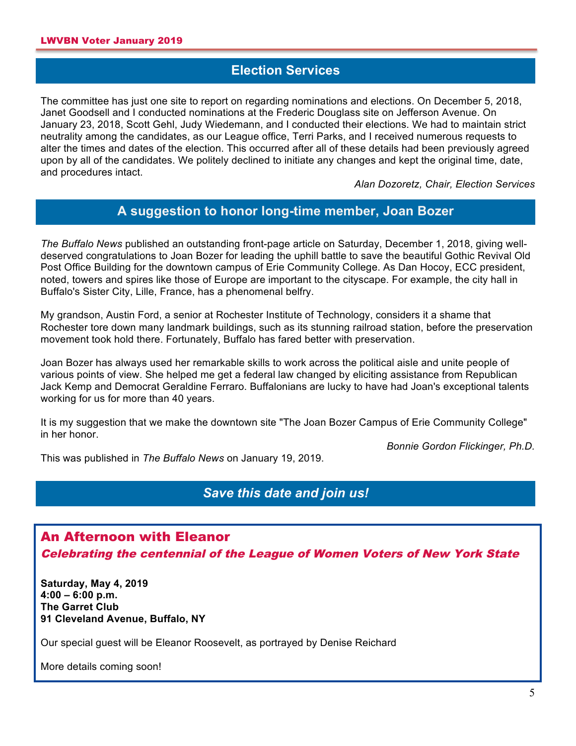## Election Services

The committee has just one site to report on regarding nominations and elections. On December 5, 2018, Janet Goodsell and I conducted nominations at the Frederic Douglass site on Jefferson Avenue. On January 23, 2018, Scott Gehl, Judy Wiedemann, and I conducted their elections. We had to maintain strict neutrality among the candidates, as our League office, Terri Parks, and I received numerous requests to alter the times and dates of the election. This occurred after all of these details had been previously agreed upon by all of the candidates. We politely declined to initiate any changes and kept the original time, date, and procedures intact.

*Alan Dozoretz, Chair, Election Services*

## A suggestion to honor long-time member, Joan Bozer

*The Buffalo News* published an outstanding front-page article on Saturday, December 1, 2018, giving well-deserved congratulations to Joan Bozer for leading the uphill battle to save the beautiful Gothic Revival Old Post Office Building for the downtown campus of Erie Community College. As Dan Hocoy, ECC president, noted, towers and spires like those of Europe are important to the cityscape. For example, the city hall in Buffalo's Sister City, Lille, France, has a phenomenal belfry.

My grandson, Austin Ford, a senior at Rochester Institute of Technology, considers it a shame that Rochester tore down many landmark buildings, such as its stunning railroad station, before the preservation movement took hold there. Fortunately, Buffalo has fared better with preservation.

Joan Bozer has always used her remarkable skills to work across the political aisle and unite people of various points of view. She helped me get a federal law changed by eliciting assistance from Republican Jack Kemp and Democrat Geraldine Ferraro. Buffalonians are lucky to have had Joan's exceptional talents working for us for more than 40 years.

It is my suggestion that we make the downtown site "The Joan Bozer Campus of Erie Community College" in her honor.

*Bonnie Gordon Flickinger, Ph.D.*

This was published in *The Buffalo News* on January 19, 2019.

## *Save this date and join us!*

### An Afternoon with Eleanor

***Celebrating the centennial of the League of Women Voters of New York State***

**Saturday, May 4, 2019**
**4:00 – 6:00 p.m.**
**The Garret Club**
**91 Cleveland Avenue, Buffalo, NY**

Our special guest will be Eleanor Roosevelt, as portrayed by Denise Reichard

More details coming soon!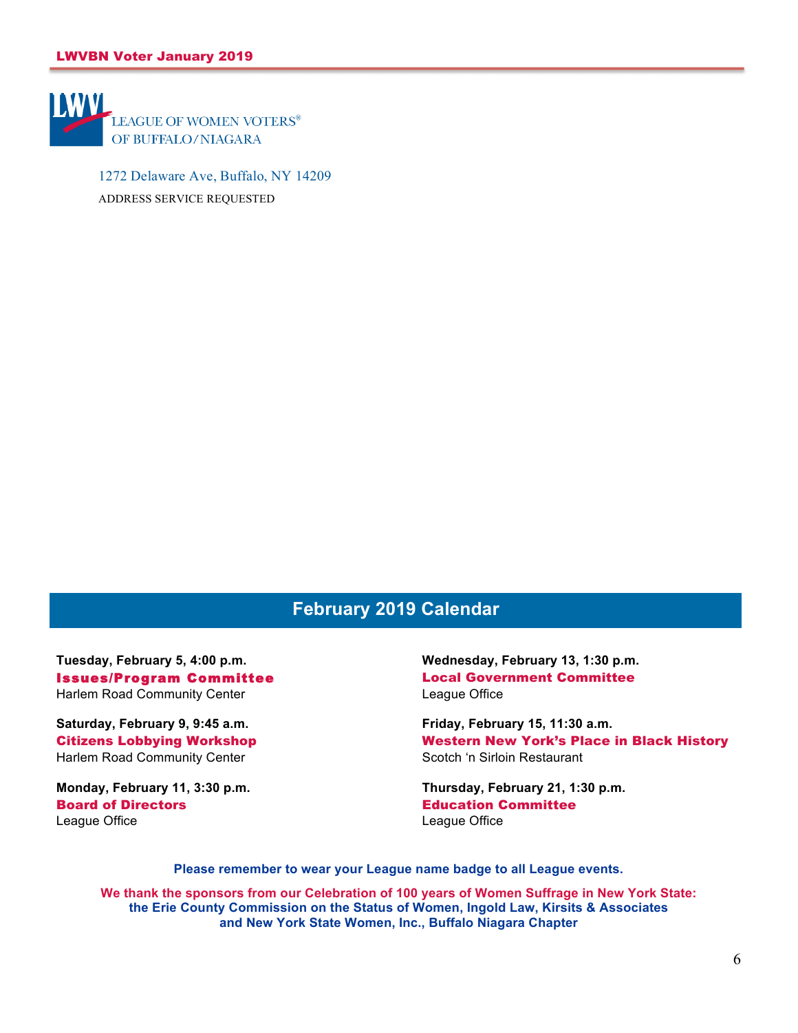LEAGUE OF WOMEN VOTERS®
OF BUFFALO/NIAGARA

1272 Delaware Ave, Buffalo, NY 14209
ADDRESS SERVICE REQUESTED

## February 2019 Calendar

**Tuesday, February 5, 4:00 p.m.**
**Issues/Program Committee**
Harlem Road Community Center

**Saturday, February 9, 9:45 a.m.**
**Citizens Lobbying Workshop**
Harlem Road Community Center

**Monday, February 11, 3:30 p.m.**
**Board of Directors**
League Office

**Wednesday, February 13, 1:30 p.m.**
**Local Government Committee**
League Office

**Friday, February 15, 11:30 a.m.**
**Western New York's Place in Black History**
Scotch 'n Sirloin Restaurant

**Thursday, February 21, 1:30 p.m.**
**Education Committee**
League Office

**Please remember to wear your League name badge to all League events.**

**We thank the sponsors from our Celebration of 100 years of Women Suffrage in New York State: the Erie County Commission on the Status of Women, Ingold Law, Kirsits & Associates and New York State Women, Inc., Buffalo Niagara Chapter**